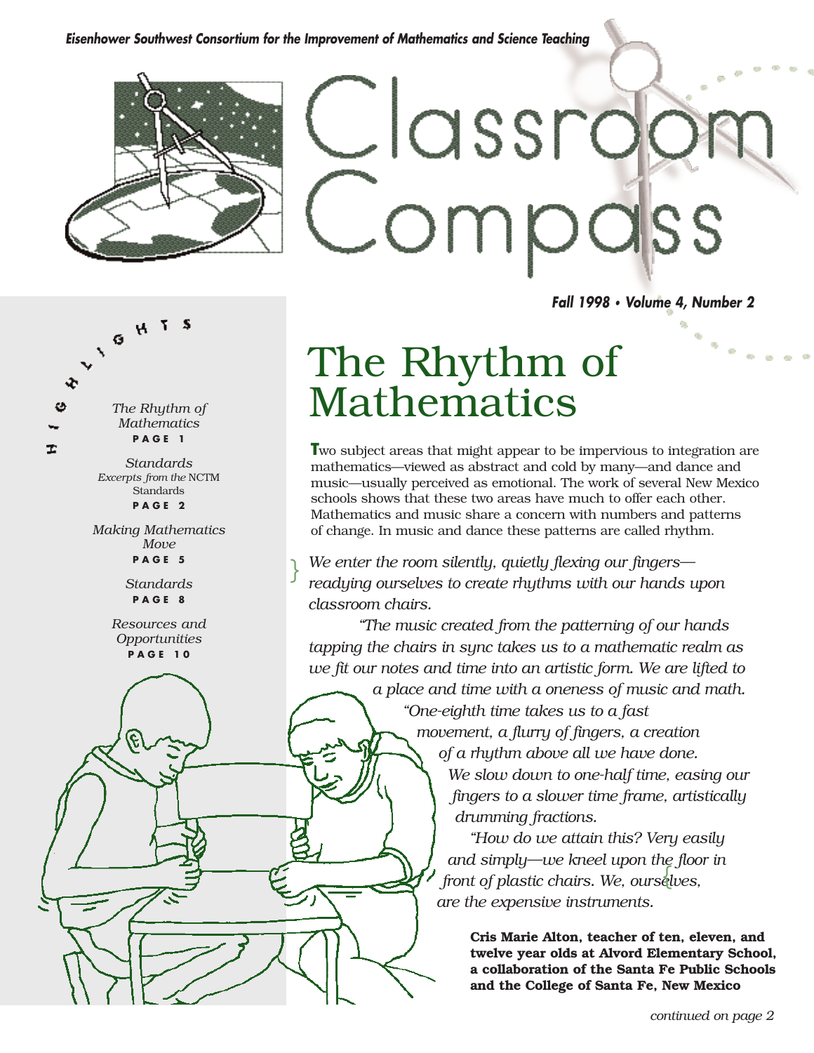Eisenhower Southwest Consortium for the Improvement of Mathematics and Science Teaching

# Classroom Compass

**Fall 1998 • Volume 4, Number 2**

**HIGHLIGHTS**

*The Rhythm of Mathematics*
**PAGE 1**

*Standards*
*Excerpts from the* NCTM Standards
**PAGE 2**

*Making Mathematics Move*
**PAGE 5**

*Standards*
**PAGE 8**

*Resources and Opportunities*
**PAGE 10**

## The Rhythm of Mathematics

**T**wo subject areas that might appear to be impervious to integration are mathematics—viewed as abstract and cold by many—and dance and music—usually perceived as emotional. The work of several New Mexico schools shows that these two areas have much to offer each other. Mathematics and music share a concern with numbers and patterns of change. In music and dance these patterns are called rhythm.

*We enter the room silently, quietly flexing our fingers—readying ourselves to create rhythms with our hands upon classroom chairs.*

*"The music created from the patterning of our hands tapping the chairs in sync takes us to a mathematic realm as we fit our notes and time into an artistic form. We are lifted to a place and time with a oneness of music and math.*

*"One-eighth time takes us to a fast movement, a flurry of fingers, a creation of a rhythm above all we have done. We slow down to one-half time, easing our fingers to a slower time frame, artistically drumming fractions.*

*"How do we attain this? Very easily and simply—we kneel upon the floor in front of plastic chairs. We, ourselves, are the expensive instruments.*

**Cris Marie Alton, teacher of ten, eleven, and twelve year olds at Alvord Elementary School, a collaboration of the Santa Fe Public Schools and the College of Santa Fe, New Mexico**

*continued on page 2*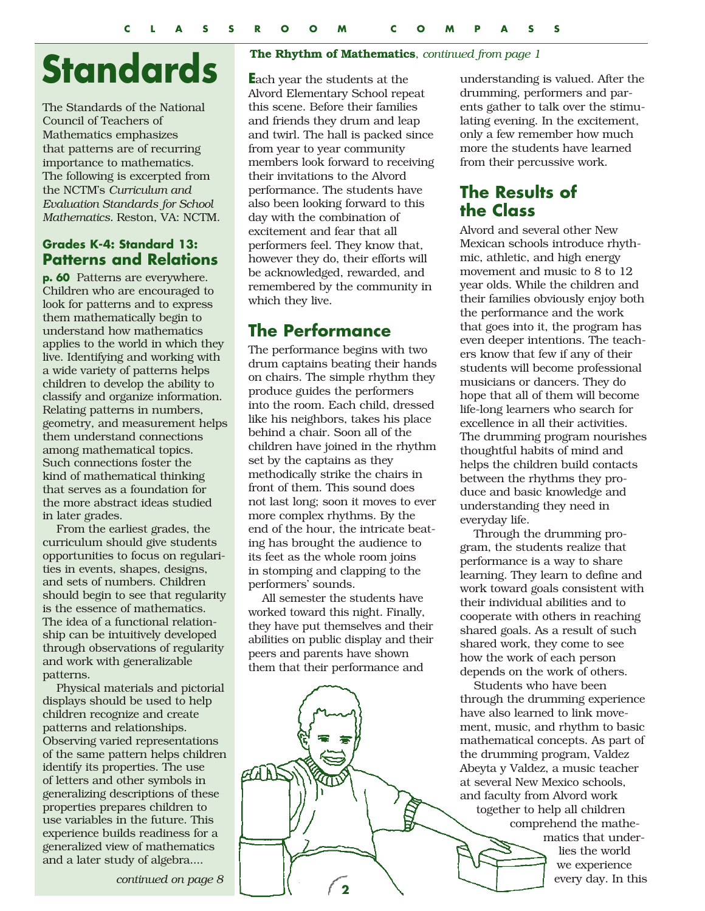# Standards

The Standards of the National Council of Teachers of Mathematics emphasizes that patterns are of recurring importance to mathematics. The following is excerpted from the NCTM's *Curriculum and Evaluation Standards for School Mathematics.* Reston, VA: NCTM.

### Grades K-4: Standard 13: Patterns and Relations

**p. 60** Patterns are everywhere. Children who are encouraged to look for patterns and to express them mathematically begin to understand how mathematics applies to the world in which they live. Identifying and working with a wide variety of patterns helps children to develop the ability to classify and organize information. Relating patterns in numbers, geometry, and measurement helps them understand connections among mathematical topics. Such connections foster the kind of mathematical thinking that serves as a foundation for the more abstract ideas studied in later grades.

From the earliest grades, the curriculum should give students opportunities to focus on regularities in events, shapes, designs, and sets of numbers. Children should begin to see that regularity is the essence of mathematics. The idea of a functional relationship can be intuitively developed through observations of regularity and work with generalizable patterns.

Physical materials and pictorial displays should be used to help children recognize and create patterns and relationships. Observing varied representations of the same pattern helps children identify its properties. The use of letters and other symbols in generalizing descriptions of these properties prepares children to use variables in the future. This experience builds readiness for a generalized view of mathematics and a later study of algebra....

*continued on page 8*

**The Rhythm of Mathematics**, *continued from page 1*

Each year the students at the Alvord Elementary School repeat this scene. Before their families and friends they drum and leap and twirl. The hall is packed since from year to year community members look forward to receiving their invitations to the Alvord performance. The students have also been looking forward to this day with the combination of excitement and fear that all performers feel. They know that, however they do, their efforts will be acknowledged, rewarded, and remembered by the community in which they live.

## The Performance

The performance begins with two drum captains beating their hands on chairs. The simple rhythm they produce guides the performers into the room. Each child, dressed like his neighbors, takes his place behind a chair. Soon all of the children have joined in the rhythm set by the captains as they methodically strike the chairs in front of them. This sound does not last long; soon it moves to ever more complex rhythms. By the end of the hour, the intricate beating has brought the audience to its feet as the whole room joins in stomping and clapping to the performers' sounds.

All semester the students have worked toward this night. Finally, they have put themselves and their abilities on public display and their peers and parents have shown them that their performance and understanding is valued. After the drumming, performers and parents gather to talk over the stimulating evening. In the excitement, only a few remember how much more the students have learned from their percussive work.

## The Results of the Class

Alvord and several other New Mexican schools introduce rhythmic, athletic, and high energy movement and music to 8 to 12 year olds. While the children and their families obviously enjoy both the performance and the work that goes into it, the program has even deeper intentions. The teachers know that few if any of their students will become professional musicians or dancers. They do hope that all of them will become life-long learners who search for excellence in all their activities. The drumming program nourishes thoughtful habits of mind and helps the children build contacts between the rhythms they produce and basic knowledge and understanding they need in everyday life.

Through the drumming program, the students realize that performance is a way to share learning. They learn to define and work toward goals consistent with their individual abilities and to cooperate with others in reaching shared goals. As a result of such shared work, they come to see how the work of each person depends on the work of others.

Students who have been through the drumming experience have also learned to link movement, music, and rhythm to basic mathematical concepts. As part of the drumming program, Valdez Abeyta y Valdez, a music teacher at several New Mexico schools, and faculty from Alvord work together to help all children comprehend the mathematics that underlies the world we experience every day. In this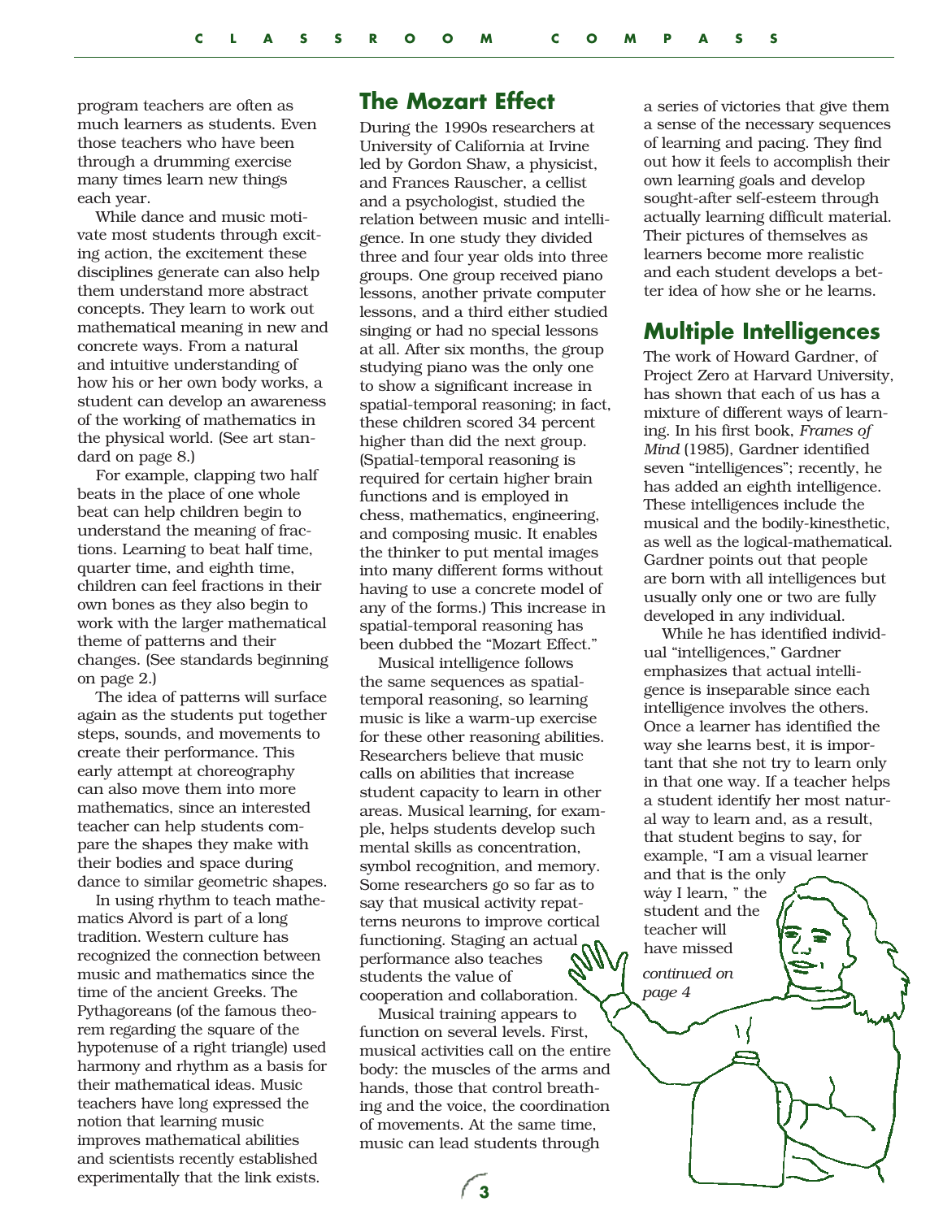program teachers are often as much learners as students. Even those teachers who have been through a drumming exercise many times learn new things each year.

While dance and music motivate most students through exciting action, the excitement these disciplines generate can also help them understand more abstract concepts. They learn to work out mathematical meaning in new and concrete ways. From a natural and intuitive understanding of how his or her own body works, a student can develop an awareness of the working of mathematics in the physical world. (See art standard on page 8.)

For example, clapping two half beats in the place of one whole beat can help children begin to understand the meaning of fractions. Learning to beat half time, quarter time, and eighth time, children can feel fractions in their own bones as they also begin to work with the larger mathematical theme of patterns and their changes. (See standards beginning on page 2.)

The idea of patterns will surface again as the students put together steps, sounds, and movements to create their performance. This early attempt at choreography can also move them into more mathematics, since an interested teacher can help students compare the shapes they make with their bodies and space during dance to similar geometric shapes.

In using rhythm to teach mathematics Alvord is part of a long tradition. Western culture has recognized the connection between music and mathematics since the time of the ancient Greeks. The Pythagoreans (of the famous theorem regarding the square of the hypotenuse of a right triangle) used harmony and rhythm as a basis for their mathematical ideas. Music teachers have long expressed the notion that learning music improves mathematical abilities and scientists recently established experimentally that the link exists.

## The Mozart Effect

During the 1990s researchers at University of California at Irvine led by Gordon Shaw, a physicist, and Frances Rauscher, a cellist and a psychologist, studied the relation between music and intelligence. In one study they divided three and four year olds into three groups. One group received piano lessons, another private computer lessons, and a third either studied singing or had no special lessons at all. After six months, the group studying piano was the only one to show a significant increase in spatial-temporal reasoning; in fact, these children scored 34 percent higher than did the next group. (Spatial-temporal reasoning is required for certain higher brain functions and is employed in chess, mathematics, engineering, and composing music. It enables the thinker to put mental images into many different forms without having to use a concrete model of any of the forms.) This increase in spatial-temporal reasoning has been dubbed the "Mozart Effect."

Musical intelligence follows the same sequences as spatial-temporal reasoning, so learning music is like a warm-up exercise for these other reasoning abilities. Researchers believe that music calls on abilities that increase student capacity to learn in other areas. Musical learning, for example, helps students develop such mental skills as concentration, symbol recognition, and memory. Some researchers go so far as to say that musical activity repatterns neurons to improve cortical functioning. Staging an actual performance also teaches students the value of cooperation and collaboration.

Musical training appears to function on several levels. First, musical activities call on the entire body: the muscles of the arms and hands, those that control breathing and the voice, the coordination of movements. At the same time, music can lead students through a series of victories that give them a sense of the necessary sequences of learning and pacing. They find out how it feels to accomplish their own learning goals and develop sought-after self-esteem through actually learning difficult material. Their pictures of themselves as learners become more realistic and each student develops a better idea of how she or he learns.

## Multiple Intelligences

The work of Howard Gardner, of Project Zero at Harvard University, has shown that each of us has a mixture of different ways of learning. In his first book, *Frames of Mind* (1985), Gardner identified seven "intelligences"; recently, he has added an eighth intelligence. These intelligences include the musical and the bodily-kinesthetic, as well as the logical-mathematical. Gardner points out that people are born with all intelligences but usually only one or two are fully developed in any individual.

While he has identified individual "intelligences," Gardner emphasizes that actual intelligence is inseparable since each intelligence involves the others. Once a learner has identified the way she learns best, it is important that she not try to learn only in that one way. If a teacher helps a student identify her most natural way to learn and, as a result, that student begins to say, for example, "I am a visual learner and that is the only way I learn, " the student and the teacher will have missed

*continued on page 4*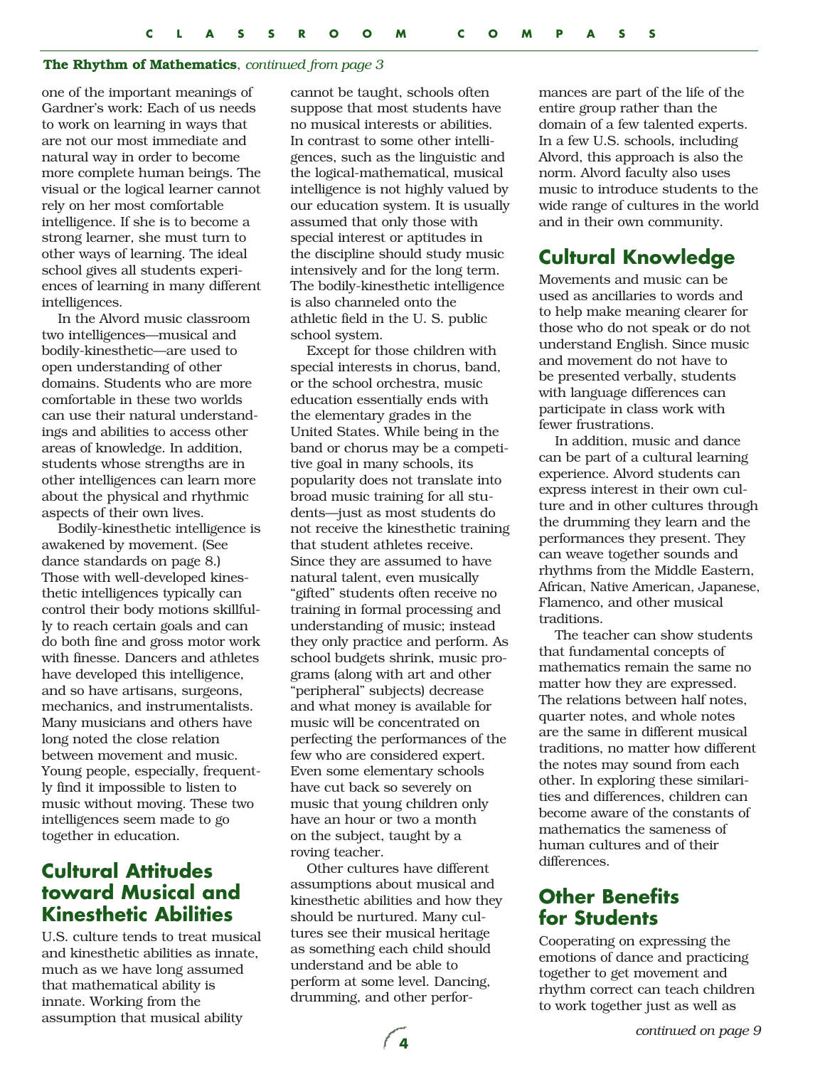**The Rhythm of Mathematics**, *continued from page 3*

one of the important meanings of Gardner's work: Each of us needs to work on learning in ways that are not our most immediate and natural way in order to become more complete human beings. The visual or the logical learner cannot rely on her most comfortable intelligence. If she is to become a strong learner, she must turn to other ways of learning. The ideal school gives all students experiences of learning in many different intelligences.

In the Alvord music classroom two intelligences—musical and bodily-kinesthetic—are used to open understanding of other domains. Students who are more comfortable in these two worlds can use their natural understandings and abilities to access other areas of knowledge. In addition, students whose strengths are in other intelligences can learn more about the physical and rhythmic aspects of their own lives.

Bodily-kinesthetic intelligence is awakened by movement. (See dance standards on page 8.) Those with well-developed kinesthetic intelligences typically can control their body motions skillfully to reach certain goals and can do both fine and gross motor work with finesse. Dancers and athletes have developed this intelligence, and so have artisans, surgeons, mechanics, and instrumentalists. Many musicians and others have long noted the close relation between movement and music. Young people, especially, frequently find it impossible to listen to music without moving. These two intelligences seem made to go together in education.

## Cultural Attitudes toward Musical and Kinesthetic Abilities

U.S. culture tends to treat musical and kinesthetic abilities as innate, much as we have long assumed that mathematical ability is innate. Working from the assumption that musical ability cannot be taught, schools often suppose that most students have no musical interests or abilities. In contrast to some other intelligences, such as the linguistic and the logical-mathematical, musical intelligence is not highly valued by our education system. It is usually assumed that only those with special interest or aptitudes in the discipline should study music intensively and for the long term. The bodily-kinesthetic intelligence is also channeled onto the athletic field in the U. S. public school system.

Except for those children with special interests in chorus, band, or the school orchestra, music education essentially ends with the elementary grades in the United States. While being in the band or chorus may be a competitive goal in many schools, its popularity does not translate into broad music training for all students—just as most students do not receive the kinesthetic training that student athletes receive. Since they are assumed to have natural talent, even musically "gifted" students often receive no training in formal processing and understanding of music; instead they only practice and perform. As school budgets shrink, music programs (along with art and other "peripheral" subjects) decrease and what money is available for music will be concentrated on perfecting the performances of the few who are considered expert. Even some elementary schools have cut back so severely on music that young children only have an hour or two a month on the subject, taught by a roving teacher.

Other cultures have different assumptions about musical and kinesthetic abilities and how they should be nurtured. Many cultures see their musical heritage as something each child should understand and be able to perform at some level. Dancing, drumming, and other performances are part of the life of the entire group rather than the domain of a few talented experts. In a few U.S. schools, including Alvord, this approach is also the norm. Alvord faculty also uses music to introduce students to the wide range of cultures in the world and in their own community.

## Cultural Knowledge

Movements and music can be used as ancillaries to words and to help make meaning clearer for those who do not speak or do not understand English. Since music and movement do not have to be presented verbally, students with language differences can participate in class work with fewer frustrations.

In addition, music and dance can be part of a cultural learning experience. Alvord students can express interest in their own culture and in other cultures through the drumming they learn and the performances they present. They can weave together sounds and rhythms from the Middle Eastern, African, Native American, Japanese, Flamenco, and other musical traditions.

The teacher can show students that fundamental concepts of mathematics remain the same no matter how they are expressed. The relations between half notes, quarter notes, and whole notes are the same in different musical traditions, no matter how different the notes may sound from each other. In exploring these similarities and differences, children can become aware of the constants of mathematics the sameness of human cultures and of their differences.

## Other Benefits for Students

Cooperating on expressing the emotions of dance and practicing together to get movement and rhythm correct can teach children to work together just as well as

*continued on page 9*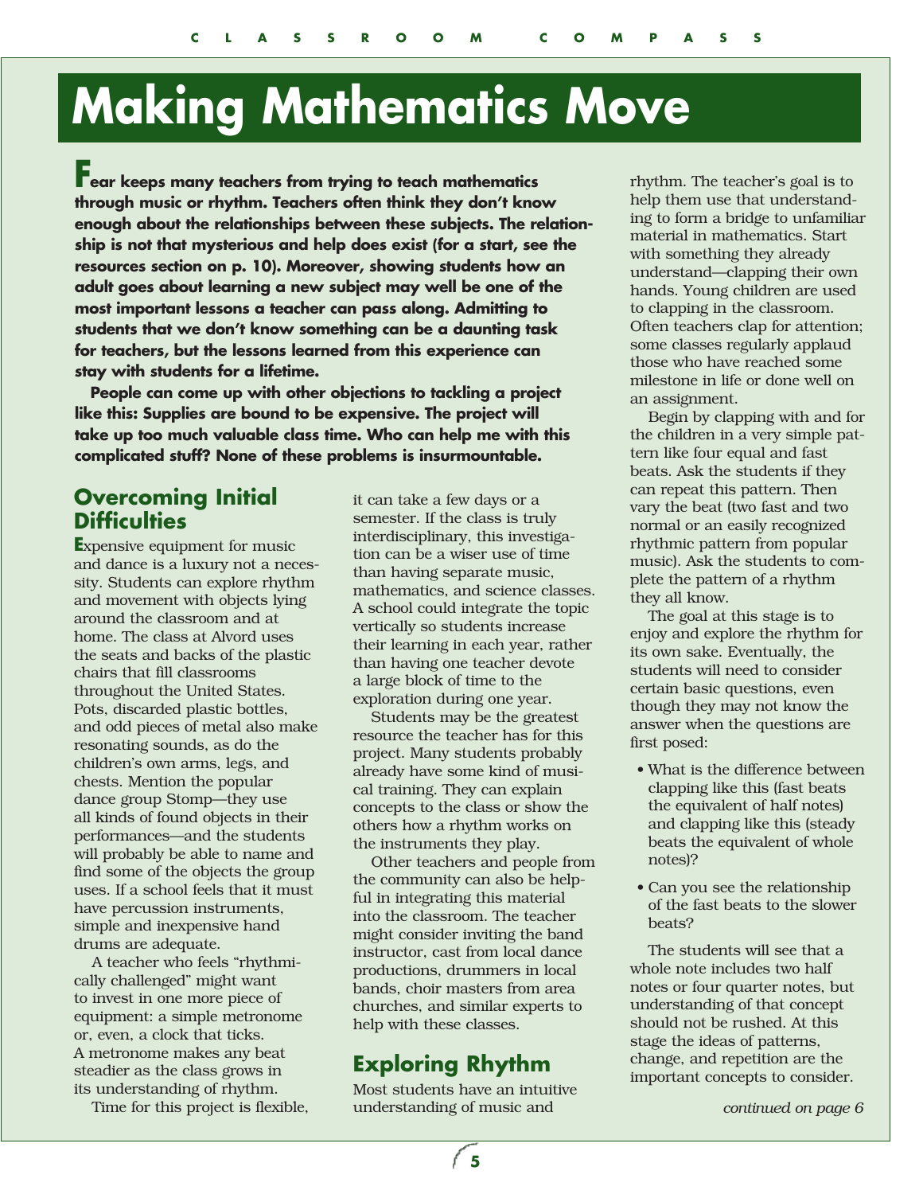# Making Mathematics Move

**Fear keeps many teachers from trying to teach mathematics through music or rhythm. Teachers often think they don't know enough about the relationships between these subjects. The relationship is not that mysterious and help does exist (for a start, see the resources section on p. 10). Moreover, showing students how an adult goes about learning a new subject may well be one of the most important lessons a teacher can pass along. Admitting to students that we don't know something can be a daunting task for teachers, but the lessons learned from this experience can stay with students for a lifetime.**

**People can come up with other objections to tackling a project like this: Supplies are bound to be expensive. The project will take up too much valuable class time. Who can help me with this complicated stuff? None of these problems is insurmountable.**

## Overcoming Initial Difficulties

Expensive equipment for music and dance is a luxury not a necessity. Students can explore rhythm and movement with objects lying around the classroom and at home. The class at Alvord uses the seats and backs of the plastic chairs that fill classrooms throughout the United States. Pots, discarded plastic bottles, and odd pieces of metal also make resonating sounds, as do the children's own arms, legs, and chests. Mention the popular dance group Stomp—they use all kinds of found objects in their performances—and the students will probably be able to name and find some of the objects the group uses. If a school feels that it must have percussion instruments, simple and inexpensive hand drums are adequate.

A teacher who feels "rhythmically challenged" might want to invest in one more piece of equipment: a simple metronome or, even, a clock that ticks. A metronome makes any beat steadier as the class grows in its understanding of rhythm.

Time for this project is flexible, it can take a few days or a semester. If the class is truly interdisciplinary, this investigation can be a wiser use of time than having separate music, mathematics, and science classes. A school could integrate the topic vertically so students increase their learning in each year, rather than having one teacher devote a large block of time to the exploration during one year.

Students may be the greatest resource the teacher has for this project. Many students probably already have some kind of musical training. They can explain concepts to the class or show the others how a rhythm works on the instruments they play.

Other teachers and people from the community can also be helpful in integrating this material into the classroom. The teacher might consider inviting the band instructor, cast from local dance productions, drummers in local bands, choir masters from area churches, and similar experts to help with these classes.

## Exploring Rhythm

Most students have an intuitive understanding of music and rhythm. The teacher's goal is to help them use that understanding to form a bridge to unfamiliar material in mathematics. Start with something they already understand—clapping their own hands. Young children are used to clapping in the classroom. Often teachers clap for attention; some classes regularly applaud those who have reached some milestone in life or done well on an assignment.

Begin by clapping with and for the children in a very simple pattern like four equal and fast beats. Ask the students if they can repeat this pattern. Then vary the beat (two fast and two normal or an easily recognized rhythmic pattern from popular music). Ask the students to complete the pattern of a rhythm they all know.

The goal at this stage is to enjoy and explore the rhythm for its own sake. Eventually, the students will need to consider certain basic questions, even though they may not know the answer when the questions are first posed:

- What is the difference between clapping like this (fast beats the equivalent of half notes) and clapping like this (steady beats the equivalent of whole notes)?
- Can you see the relationship of the fast beats to the slower beats?

The students will see that a whole note includes two half notes or four quarter notes, but understanding of that concept should not be rushed. At this stage the ideas of patterns, change, and repetition are the important concepts to consider.

*continued on page 6*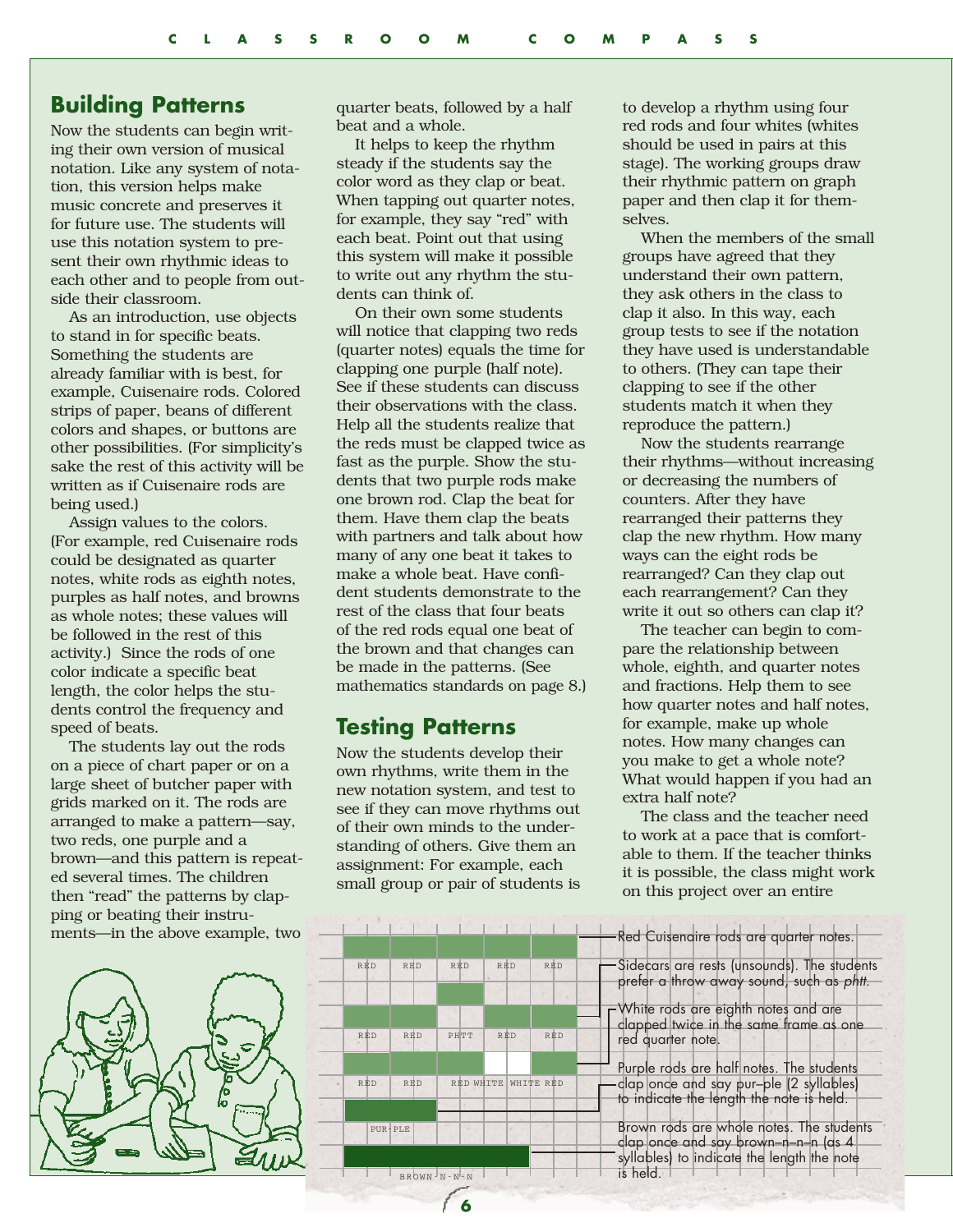## Building Patterns

Now the students can begin writing their own version of musical notation. Like any system of notation, this version helps make music concrete and preserves it for future use. The students will use this notation system to present their own rhythmic ideas to each other and to people from outside their classroom.

As an introduction, use objects to stand in for specific beats. Something the students are already familiar with is best, for example, Cuisenaire rods. Colored strips of paper, beans of different colors and shapes, or buttons are other possibilities. (For simplicity's sake the rest of this activity will be written as if Cuisenaire rods are being used.)

Assign values to the colors. (For example, red Cuisenaire rods could be designated as quarter notes, white rods as eighth notes, purples as half notes, and browns as whole notes; these values will be followed in the rest of this activity.) Since the rods of one color indicate a specific beat length, the color helps the students control the frequency and speed of beats.

The students lay out the rods on a piece of chart paper or on a large sheet of butcher paper with grids marked on it. The rods are arranged to make a pattern—say, two reds, one purple and a brown—and this pattern is repeated several times. The children then "read" the patterns by clapping or beating their instruments—in the above example, two quarter beats, followed by a half beat and a whole.

It helps to keep the rhythm steady if the students say the color word as they clap or beat. When tapping out quarter notes, for example, they say "red" with each beat. Point out that using this system will make it possible to write out any rhythm the students can think of.

On their own some students will notice that clapping two reds (quarter notes) equals the time for clapping one purple (half note). See if these students can discuss their observations with the class. Help all the students realize that the reds must be clapped twice as fast as the purple. Show the students that two purple rods make one brown rod. Clap the beat for them. Have them clap the beats with partners and talk about how many of any one beat it takes to make a whole beat. Have confident students demonstrate to the rest of the class that four beats of the red rods equal one beat of the brown and that changes can be made in the patterns. (See mathematics standards on page 8.)

## Testing Patterns

Now the students develop their own rhythms, write them in the new notation system, and test to see if they can move rhythms out of their own minds to the understanding of others. Give them an assignment: For example, each small group or pair of students is to develop a rhythm using four red rods and four whites (whites should be used in pairs at this stage). The working groups draw their rhythmic pattern on graph paper and then clap it for themselves.

When the members of the small groups have agreed that they understand their own pattern, they ask others in the class to clap it also. In this way, each group tests to see if the notation they have used is understandable to others. (They can tape their clapping to see if the other students match it when they reproduce the pattern.)

Now the students rearrange their rhythms—without increasing or decreasing the numbers of counters. After they have rearranged their patterns they clap the new rhythm. How many ways can the eight rods be rearranged? Can they clap out each rearrangement? Can they write it out so others can clap it?

The teacher can begin to compare the relationship between whole, eighth, and quarter notes and fractions. Help them to see how quarter notes and half notes, for example, make up whole notes. How many changes can you make to get a whole note? What would happen if you had an extra half note?

The class and the teacher need to work at a pace that is comfortable to them. If the teacher thinks it is possible, the class might work on this project over an entire

RED RED RED RED RED

RED RED PHTT RED RED

RED RED RED WHITE WHITE RED

PUR-PLE

BROWN-N-N-N

Red Cuisenaire rods are quarter notes.

Sidecars are rests (unsounds). The students prefer a throw away sound, such as *phtt*.

White rods are eighth notes and are clapped twice in the same frame as one red quarter note.

Purple rods are half notes. The students clap once and say pur–ple (2 syllables) to indicate the length the note is held.

Brown rods are whole notes. The students clap once and say brown–n–n–n (as 4 syllables) to indicate the length the note is held.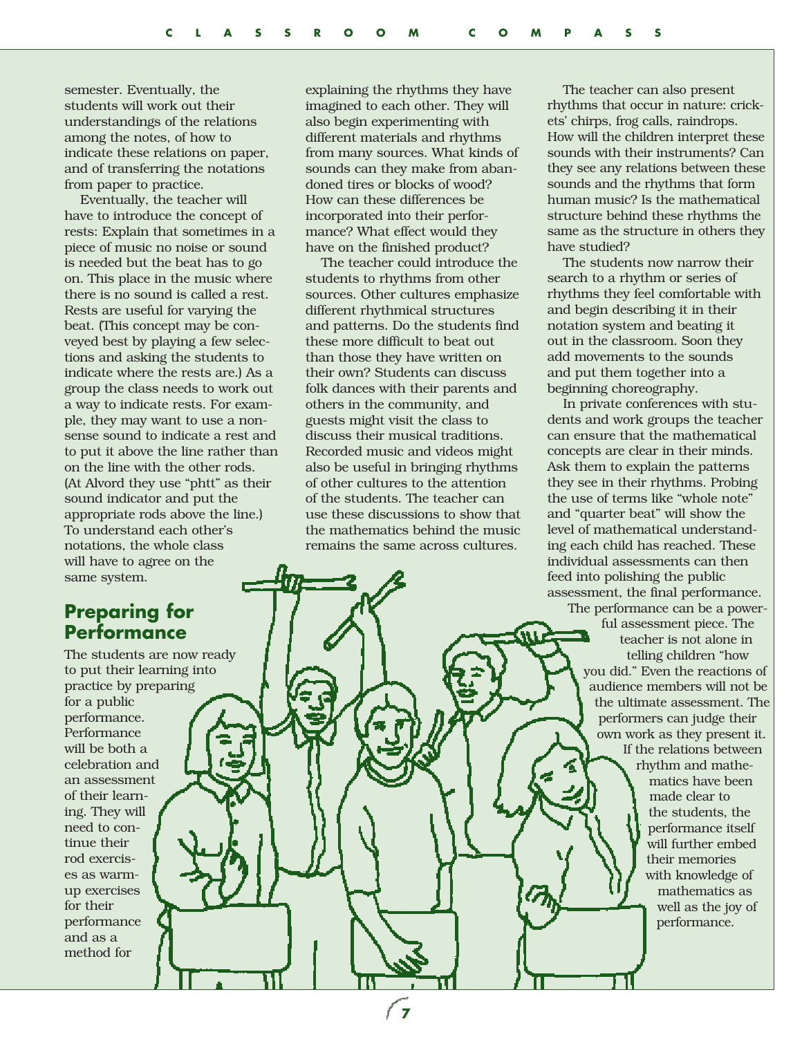semester. Eventually, the students will work out their understandings of the relations among the notes, of how to indicate these relations on paper, and of transferring the notations from paper to practice.

Eventually, the teacher will have to introduce the concept of rests: Explain that sometimes in a piece of music no noise or sound is needed but the beat has to go on. This place in the music where there is no sound is called a rest. Rests are useful for varying the beat. (This concept may be conveyed best by playing a few selections and asking the students to indicate where the rests are.) As a group the class needs to work out a way to indicate rests. For example, they may want to use a nonsense sound to indicate a rest and to put it above the line rather than on the line with the other rods. (At Alvord they use "phtt" as their sound indicator and put the appropriate rods above the line.) To understand each other's notations, the whole class will have to agree on the same system.

## Preparing for Performance

The students are now ready to put their learning into practice by preparing for a public performance. Performance will be both a celebration and an assessment of their learning. They will need to continue their rod exercises as warm-up exercises for their performance and as a method for explaining the rhythms they have imagined to each other. They will also begin experimenting with different materials and rhythms from many sources. What kinds of sounds can they make from abandoned tires or blocks of wood? How can these differences be incorporated into their performance? What effect would they have on the finished product?

The teacher could introduce the students to rhythms from other sources. Other cultures emphasize different rhythmical structures and patterns. Do the students find these more difficult to beat out than those they have written on their own? Students can discuss folk dances with their parents and others in the community, and guests might visit the class to discuss their musical traditions. Recorded music and videos might also be useful in bringing rhythms of other cultures to the attention of the students. The teacher can use these discussions to show that the mathematics behind the music remains the same across cultures.

The teacher can also present rhythms that occur in nature: crickets' chirps, frog calls, raindrops. How will the children interpret these sounds with their instruments? Can they see any relations between these sounds and the rhythms that form human music? Is the mathematical structure behind these rhythms the same as the structure in others they have studied?

The students now narrow their search to a rhythm or series of rhythms they feel comfortable with and begin describing it in their notation system and beating it out in the classroom. Soon they add movements to the sounds and put them together into a beginning choreography.

In private conferences with students and work groups the teacher can ensure that the mathematical concepts are clear in their minds. Ask them to explain the patterns they see in their rhythms. Probing the use of terms like "whole note" and "quarter beat" will show the level of mathematical understanding each child has reached. These individual assessments can then feed into polishing the public assessment, the final performance.

The performance can be a powerful assessment piece. The teacher is not alone in telling children "how you did." Even the reactions of audience members will not be the ultimate assessment. The performers can judge their own work as they present it. If the relations between rhythm and mathematics have been made clear to the students, the performance itself will further embed their memories with knowledge of mathematics as well as the joy of performance.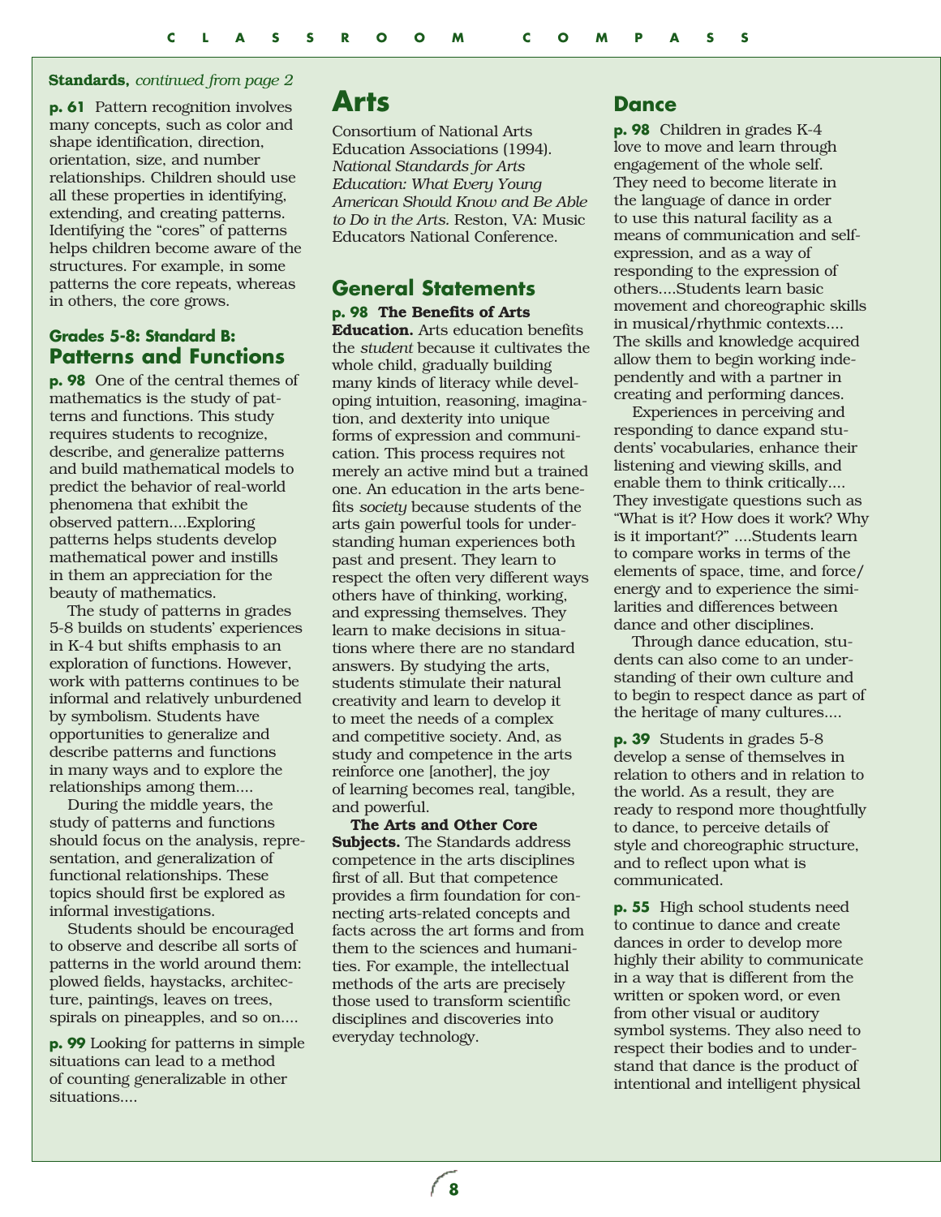**Standards,** *continued from page 2*

**p. 61** Pattern recognition involves many concepts, such as color and shape identification, direction, orientation, size, and number relationships. Children should use all these properties in identifying, extending, and creating patterns. Identifying the "cores" of patterns helps children become aware of the structures. For example, in some patterns the core repeats, whereas in others, the core grows.

### Grades 5-8: Standard B:
## Patterns and Functions

**p. 98** One of the central themes of mathematics is the study of patterns and functions. This study requires students to recognize, describe, and generalize patterns and build mathematical models to predict the behavior of real-world phenomena that exhibit the observed pattern....Exploring patterns helps students develop mathematical power and instills in them an appreciation for the beauty of mathematics.

The study of patterns in grades 5-8 builds on students' experiences in K-4 but shifts emphasis to an exploration of functions. However, work with patterns continues to be informal and relatively unburdened by symbolism. Students have opportunities to generalize and describe patterns and functions in many ways and to explore the relationships among them....

During the middle years, the study of patterns and functions should focus on the analysis, representation, and generalization of functional relationships. These topics should first be explored as informal investigations.

Students should be encouraged to observe and describe all sorts of patterns in the world around them: plowed fields, haystacks, architecture, paintings, leaves on trees, spirals on pineapples, and so on....

**p. 99** Looking for patterns in simple situations can lead to a method of counting generalizable in other situations....

# Arts

Consortium of National Arts Education Associations (1994). *National Standards for Arts Education: What Every Young American Should Know and Be Able to Do in the Arts.* Reston, VA: Music Educators National Conference.

## General Statements

**p. 98 The Benefits of Arts Education.** Arts education benefits the *student* because it cultivates the whole child, gradually building many kinds of literacy while developing intuition, reasoning, imagination, and dexterity into unique forms of expression and communication. This process requires not merely an active mind but a trained one. An education in the arts benefits *society* because students of the arts gain powerful tools for understanding human experiences both past and present. They learn to respect the often very different ways others have of thinking, working, and expressing themselves. They learn to make decisions in situations where there are no standard answers. By studying the arts, students stimulate their natural creativity and learn to develop it to meet the needs of a complex and competitive society. And, as study and competence in the arts reinforce one [another], the joy of learning becomes real, tangible, and powerful.

**The Arts and Other Core Subjects.** The Standards address competence in the arts disciplines first of all. But that competence provides a firm foundation for connecting arts-related concepts and facts across the art forms and from them to the sciences and humanities. For example, the intellectual methods of the arts are precisely those used to transform scientific disciplines and discoveries into everyday technology.

## Dance

**p. 98** Children in grades K-4 love to move and learn through engagement of the whole self. They need to become literate in the language of dance in order to use this natural facility as a means of communication and self-expression, and as a way of responding to the expression of others....Students learn basic movement and choreographic skills in musical/rhythmic contexts.... The skills and knowledge acquired allow them to begin working independently and with a partner in creating and performing dances.

Experiences in perceiving and responding to dance expand students' vocabularies, enhance their listening and viewing skills, and enable them to think critically.... They investigate questions such as "What is it? How does it work? Why is it important?" ....Students learn to compare works in terms of the elements of space, time, and force/energy and to experience the similarities and differences between dance and other disciplines.

Through dance education, students can also come to an understanding of their own culture and to begin to respect dance as part of the heritage of many cultures....

**p. 39** Students in grades 5-8 develop a sense of themselves in relation to others and in relation to the world. As a result, they are ready to respond more thoughtfully to dance, to perceive details of style and choreographic structure, and to reflect upon what is communicated.

**p. 55** High school students need to continue to dance and create dances in order to develop more highly their ability to communicate in a way that is different from the written or spoken word, or even from other visual or auditory symbol systems. They also need to respect their bodies and to understand that dance is the product of intentional and intelligent physical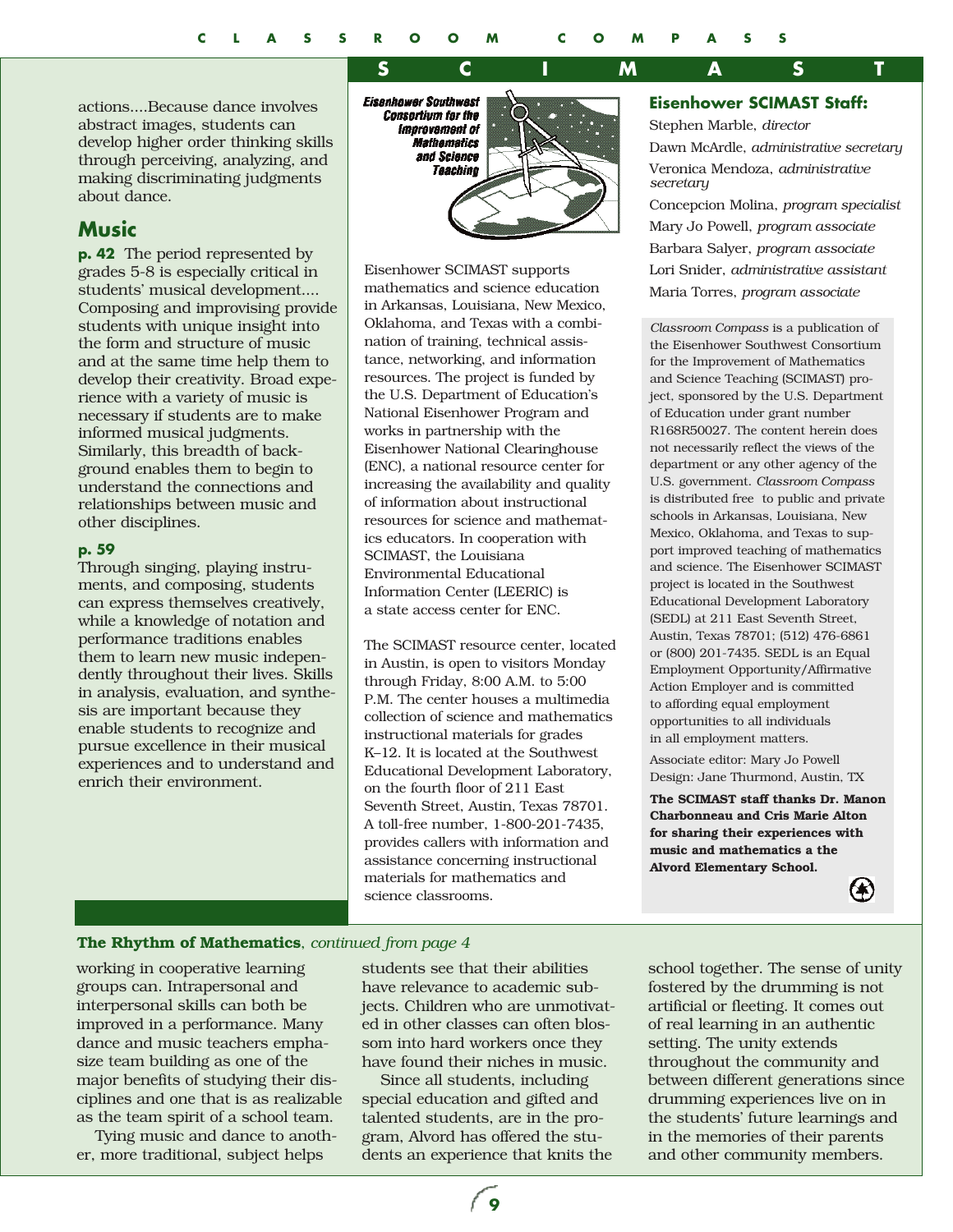actions....Because dance involves abstract images, students can develop higher order thinking skills through perceiving, analyzing, and making discriminating judgments about dance.

## Music

**p. 42** The period represented by grades 5-8 is especially critical in students' musical development.... Composing and improvising provide students with unique insight into the form and structure of music and at the same time help them to develop their creativity. Broad experience with a variety of music is necessary if students are to make informed musical judgments. Similarly, this breadth of background enables them to begin to understand the connections and relationships between music and other disciplines.

**p. 59**

Through singing, playing instruments, and composing, students can express themselves creatively, while a knowledge of notation and performance traditions enables them to learn new music independently throughout their lives. Skills in analysis, evaluation, and synthesis are important because they enable students to recognize and pursue excellence in their musical experiences and to understand and enrich their environment.

## SCIMAST

Eisenhower Southwest Consortium for the Improvement of Mathematics and Science Teaching

Eisenhower SCIMAST supports mathematics and science education in Arkansas, Louisiana, New Mexico, Oklahoma, and Texas with a combination of training, technical assistance, networking, and information resources. The project is funded by the U.S. Department of Education's National Eisenhower Program and works in partnership with the Eisenhower National Clearinghouse (ENC), a national resource center for increasing the availability and quality of information about instructional resources for science and mathematics educators. In cooperation with SCIMAST, the Louisiana Environmental Educational Information Center (LEERIC) is a state access center for ENC.

The SCIMAST resource center, located in Austin, is open to visitors Monday through Friday, 8:00 A.M. to 5:00 P.M. The center houses a multimedia collection of science and mathematics instructional materials for grades K–12. It is located at the Southwest Educational Development Laboratory, on the fourth floor of 211 East Seventh Street, Austin, Texas 78701. A toll-free number, 1-800-201-7435, provides callers with information and assistance concerning instructional materials for mathematics and science classrooms.

### Eisenhower SCIMAST Staff:

Stephen Marble, *director*
Dawn McArdle, *administrative secretary*
Veronica Mendoza, *administrative secretary*
Concepcion Molina, *program specialist*
Mary Jo Powell, *program associate*
Barbara Salyer, *program associate*
Lori Snider, *administrative assistant*
Maria Torres, *program associate*

*Classroom Compass* is a publication of the Eisenhower Southwest Consortium for the Improvement of Mathematics and Science Teaching (SCIMAST) project, sponsored by the U.S. Department of Education under grant number R168R50027. The content herein does not necessarily reflect the views of the department or any other agency of the U.S. government. *Classroom Compass* is distributed free to public and private schools in Arkansas, Louisiana, New Mexico, Oklahoma, and Texas to support improved teaching of mathematics and science. The Eisenhower SCIMAST project is located in the Southwest Educational Development Laboratory (SEDL) at 211 East Seventh Street, Austin, Texas 78701; (512) 476-6861 or (800) 201-7435. SEDL is an Equal Employment Opportunity/Affirmative Action Employer and is committed to affording equal employment opportunities to all individuals in all employment matters.

Associate editor: Mary Jo Powell
Design: Jane Thurmond, Austin, TX

**The SCIMAST staff thanks Dr. Manon Charbonneau and Cris Marie Alton for sharing their experiences with music and mathematics a the Alvord Elementary School.**

**The Rhythm of Mathematics**, *continued from page 4*

working in cooperative learning groups can. Intrapersonal and interpersonal skills can both be improved in a performance. Many dance and music teachers emphasize team building as one of the major benefits of studying their disciplines and one that is as realizable as the team spirit of a school team.

Tying music and dance to another, more traditional, subject helps students see that their abilities have relevance to academic subjects. Children who are unmotivated in other classes can often blossom into hard workers once they have found their niches in music.

Since all students, including special education and gifted and talented students, are in the program, Alvord has offered the students an experience that knits the school together. The sense of unity fostered by the drumming is not artificial or fleeting. It comes out of real learning in an authentic setting. The unity extends throughout the community and between different generations since drumming experiences live on in the students' future learnings and in the memories of their parents and other community members.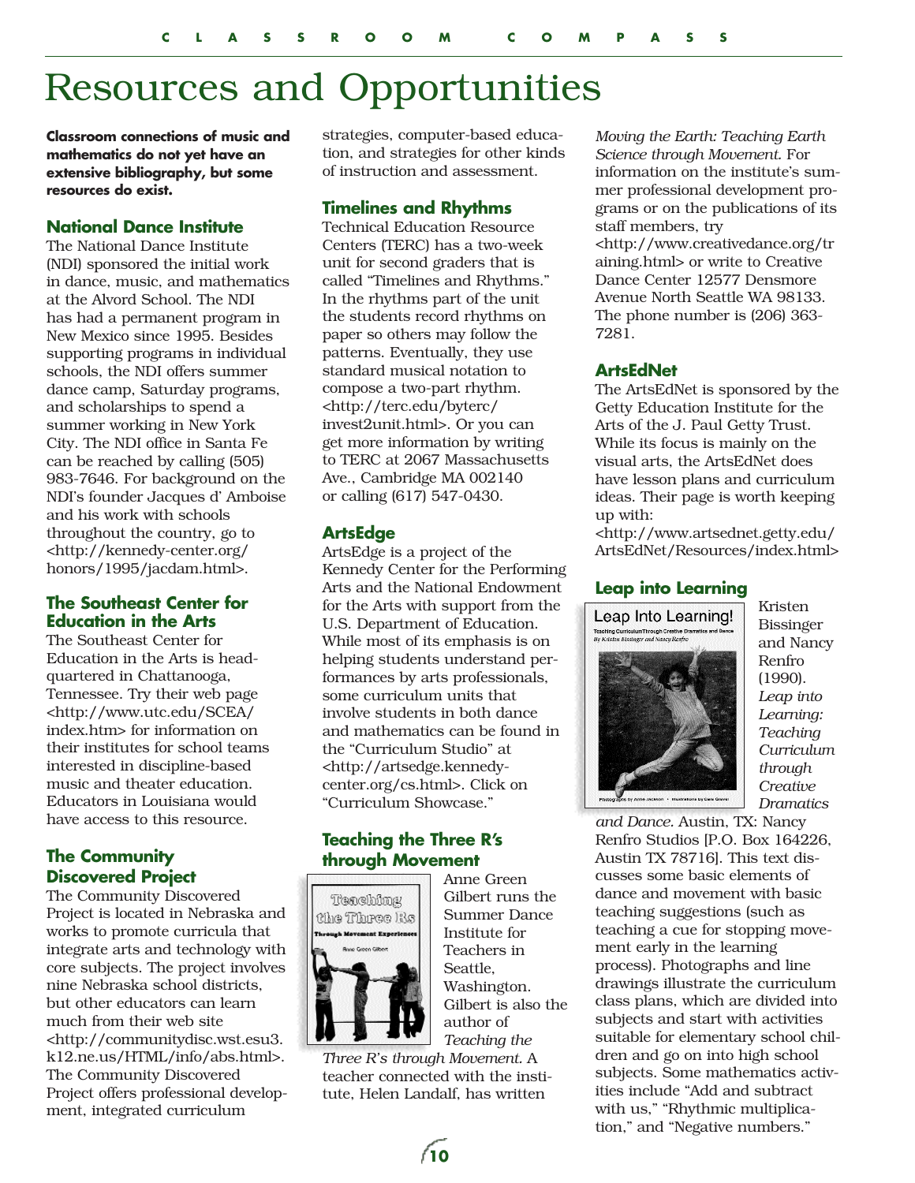#### Resources and Opportunities

**Classroom connections of music and mathematics do not yet have an extensive bibliography, but some resources do exist.**

## National Dance Institute

The National Dance Institute (NDI) sponsored the initial work in dance, music, and mathematics at the Alvord School. The NDI has had a permanent program in New Mexico since 1995. Besides supporting programs in individual schools, the NDI offers summer dance camp, Saturday programs, and scholarships to spend a summer working in New York City. The NDI office in Santa Fe can be reached by calling (505) 983-7646. For background on the NDI's founder Jacques d' Amboise and his work with schools throughout the country, go to <http://kennedy-center.org/honors/1995/jacdam.html>.

## The Southeast Center for Education in the Arts

The Southeast Center for Education in the Arts is headquartered in Chattanooga, Tennessee. Try their web page <http://www.utc.edu/SCEA/index.htm> for information on their institutes for school teams interested in discipline-based music and theater education. Educators in Louisiana would have access to this resource.

## The Community Discovered Project

The Community Discovered Project is located in Nebraska and works to promote curricula that integrate arts and technology with core subjects. The project involves nine Nebraska school districts, but other educators can learn much from their web site <http://communitydisc.wst.esu3.k12.ne.us/HTML/info/abs.html>. The Community Discovered Project offers professional development, integrated curriculum strategies, computer-based education, and strategies for other kinds of instruction and assessment.

## Timelines and Rhythms

Technical Education Resource Centers (TERC) has a two-week unit for second graders that is called "Timelines and Rhythms." In the rhythms part of the unit the students record rhythms on paper so others may follow the patterns. Eventually, they use standard musical notation to compose a two-part rhythm. <http://terc.edu/byterc/invest2unit.html>. Or you can get more information by writing to TERC at 2067 Massachusetts Ave., Cambridge MA 002140 or calling (617) 547-0430.

## ArtsEdge

ArtsEdge is a project of the Kennedy Center for the Performing Arts and the National Endowment for the Arts with support from the U.S. Department of Education. While most of its emphasis is on helping students understand performances by arts professionals, some curriculum units that involve students in both dance and mathematics can be found in the "Curriculum Studio" at <http://artsedge.kennedy-center.org/cs.html>. Click on "Curriculum Showcase."

## Teaching the Three R's through Movement

Anne Green Gilbert runs the Summer Dance Institute for Teachers in Seattle, Washington. Gilbert is also the author of *Teaching the Three R's through Movement.* A teacher connected with the institute, Helen Landalf, has written *Moving the Earth: Teaching Earth Science through Movement.* For information on the institute's summer professional development programs or on the publications of its staff members, try <http://www.creativedance.org/training.html> or write to Creative Dance Center 12577 Densmore Avenue North Seattle WA 98133. The phone number is (206) 363-7281.

## ArtsEdNet

The ArtsEdNet is sponsored by the Getty Education Institute for the Arts of the J. Paul Getty Trust. While its focus is mainly on the visual arts, the ArtsEdNet does have lesson plans and curriculum ideas. Their page is worth keeping up with: <http://www.artsednet.getty.edu/ArtsEdNet/Resources/index.html>

## Leap into Learning

Kristen Bissinger and Nancy Renfro (1990). *Leap into Learning: Teaching Curriculum through Creative Dramatics and Dance.* Austin, TX: Nancy Renfro Studios [P.O. Box 164226, Austin TX 78716]. This text discusses some basic elements of dance and movement with basic teaching suggestions (such as teaching a cue for stopping movement early in the learning process). Photographs and line drawings illustrate the curriculum class plans, which are divided into subjects and start with activities suitable for elementary school children and go on into high school subjects. Some mathematics activities include "Add and subtract with us," "Rhythmic multiplication," and "Negative numbers."